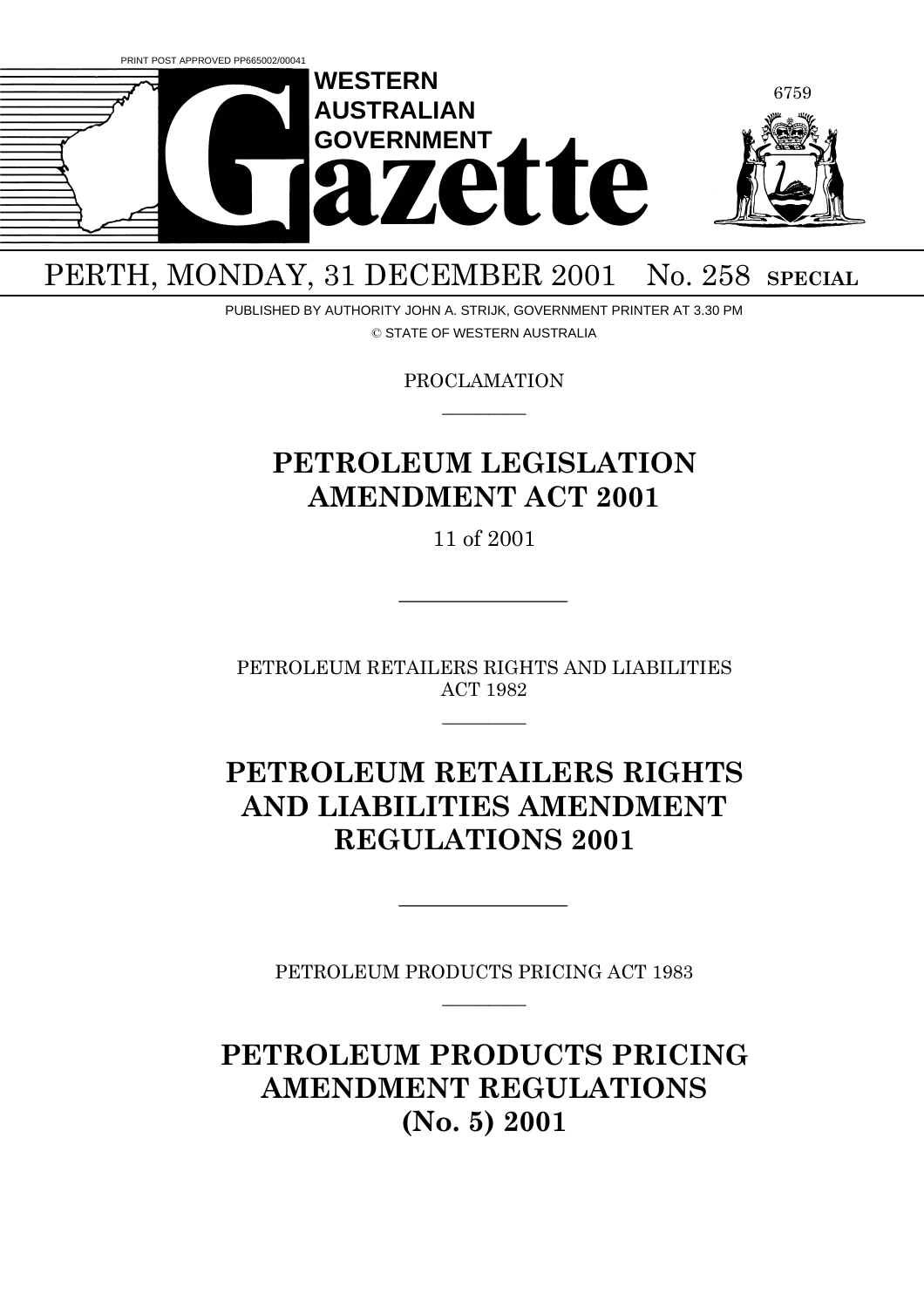PRINT POST APPROVED PP665002/00041

# WESTERN AUSTRALIAN GOVERNMENT Gazette

PERTH, MONDAY, 31 DECEMBER 2001 No. 258 **SPECIAL**

PUBLISHED BY AUTHORITY JOHN A. STRIJK, GOVERNMENT PRINTER AT 3.30 PM

© STATE OF WESTERN AUSTRALIA

PROCLAMATION

---

## PETROLEUM LEGISLATION AMENDMENT ACT 2001

11 of 2001

---

PETROLEUM RETAILERS RIGHTS AND LIABILITIES ACT 1982

---

## PETROLEUM RETAILERS RIGHTS AND LIABILITIES AMENDMENT REGULATIONS 2001

---

PETROLEUM PRODUCTS PRICING ACT 1983

---

## PETROLEUM PRODUCTS PRICING AMENDMENT REGULATIONS (No. 5) 2001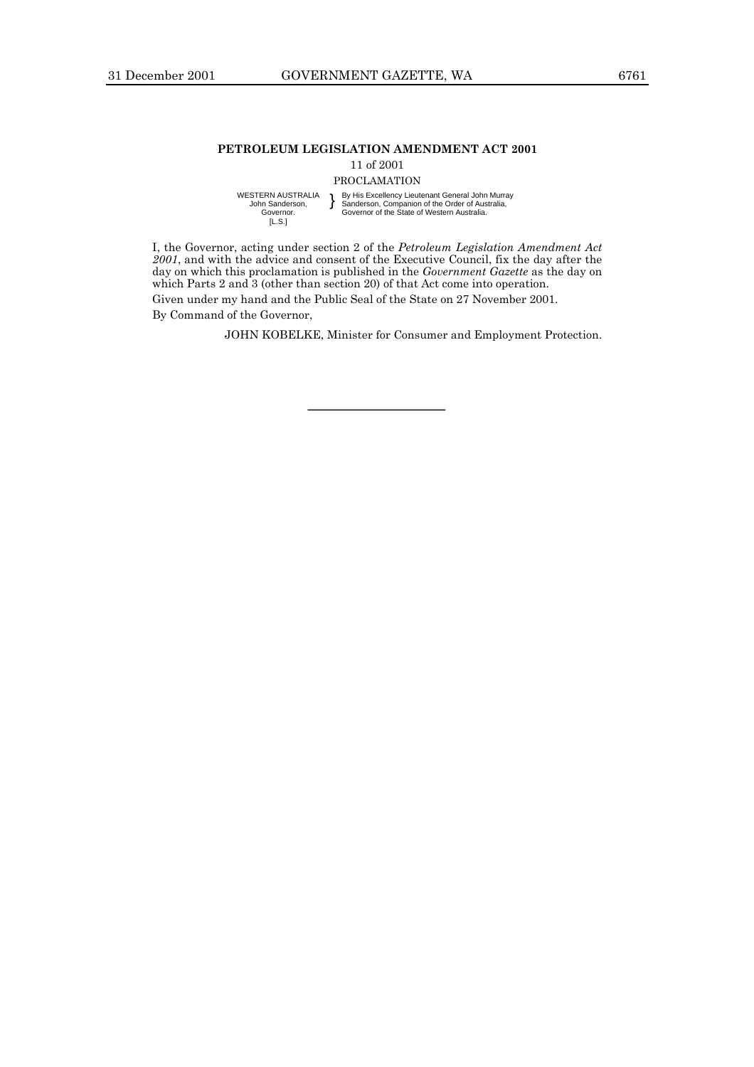## PETROLEUM LEGISLATION AMENDMENT ACT 2001

11 of 2001

PROCLAMATION

WESTERN AUSTRALIA
John Sanderson,
Governor.
[L.S.]

} By His Excellency Lieutenant General John Murray Sanderson, Companion of the Order of Australia, Governor of the State of Western Australia.

I, the Governor, acting under section 2 of the *Petroleum Legislation Amendment Act 2001*, and with the advice and consent of the Executive Council, fix the day after the day on which this proclamation is published in the *Government Gazette* as the day on which Parts 2 and 3 (other than section 20) of that Act come into operation.

Given under my hand and the Public Seal of the State on 27 November 2001.

By Command of the Governor,

JOHN KOBELKE, Minister for Consumer and Employment Protection.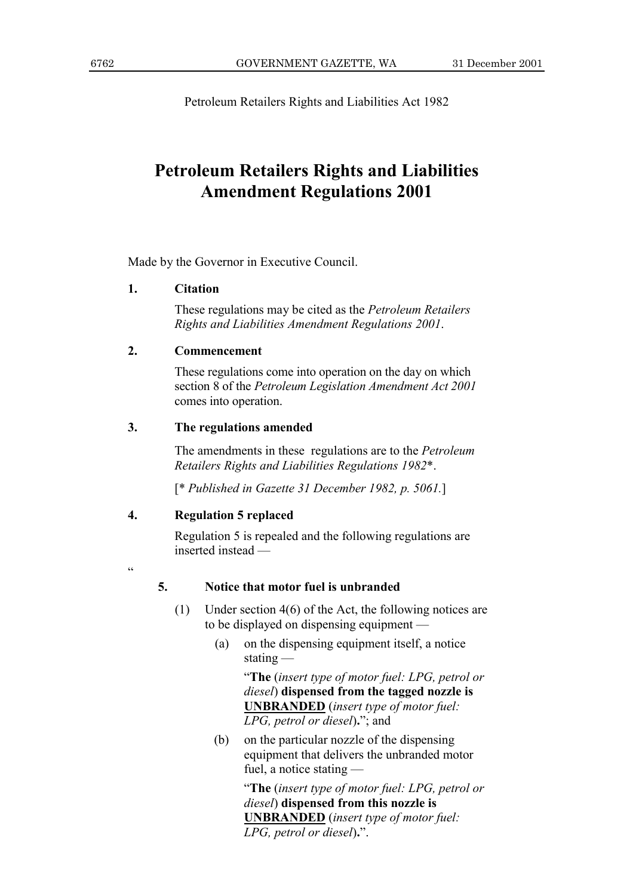Petroleum Retailers Rights and Liabilities Act 1982

# Petroleum Retailers Rights and Liabilities Amendment Regulations 2001

Made by the Governor in Executive Council.

**1. Citation**

These regulations may be cited as the *Petroleum Retailers Rights and Liabilities Amendment Regulations 2001*.

**2. Commencement**

These regulations come into operation on the day on which section 8 of the *Petroleum Legislation Amendment Act 2001* comes into operation.

**3. The regulations amended**

The amendments in these regulations are to the *Petroleum Retailers Rights and Liabilities Regulations 1982*\*.

[\* *Published in Gazette 31 December 1982, p. 5061.*]

**4. Regulation 5 replaced**

Regulation 5 is repealed and the following regulations are inserted instead —

"

**5. Notice that motor fuel is unbranded**

(1) Under section 4(6) of the Act, the following notices are to be displayed on dispensing equipment —

(a) on the dispensing equipment itself, a notice stating —

"**The** (*insert type of motor fuel: LPG, petrol or diesel*) **dispensed from the tagged nozzle is <u>UNBRANDED</u>** (*insert type of motor fuel: LPG, petrol or diesel*)**.**"; and

(b) on the particular nozzle of the dispensing equipment that delivers the unbranded motor fuel, a notice stating —

"**The** (*insert type of motor fuel: LPG, petrol or diesel*) **dispensed from this nozzle is <u>UNBRANDED</u>** (*insert type of motor fuel: LPG, petrol or diesel*)**.**".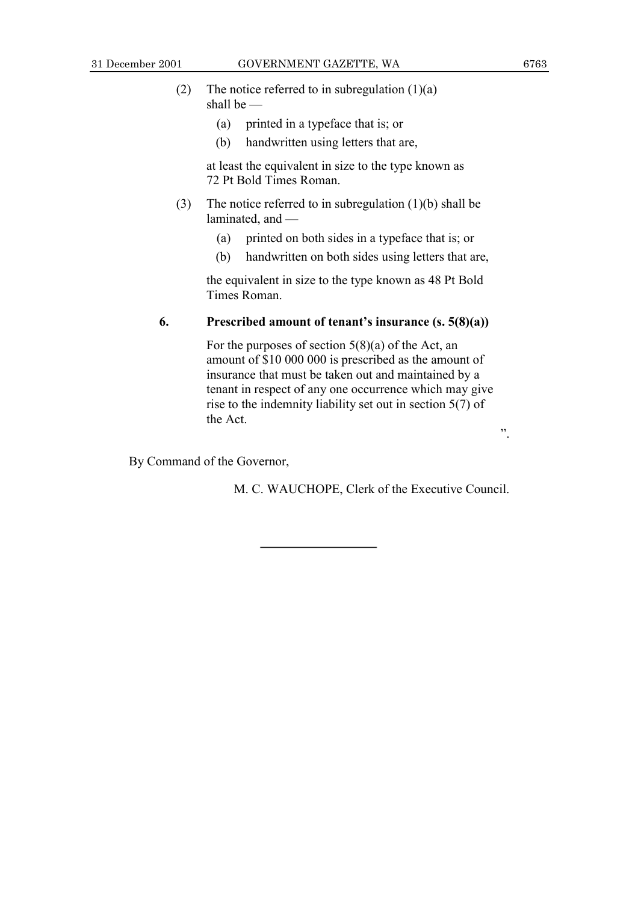(2) The notice referred to in subregulation (1)(a) shall be —

(a) printed in a typeface that is; or

(b) handwritten using letters that are,

at least the equivalent in size to the type known as 72 Pt Bold Times Roman.

(3) The notice referred to in subregulation (1)(b) shall be laminated, and —

(a) printed on both sides in a typeface that is; or

(b) handwritten on both sides using letters that are,

the equivalent in size to the type known as 48 Pt Bold Times Roman.

**6. Prescribed amount of tenant's insurance (s. 5(8)(a))**

For the purposes of section 5(8)(a) of the Act, an amount of $10 000 000 is prescribed as the amount of insurance that must be taken out and maintained by a tenant in respect of any one occurrence which may give rise to the indemnity liability set out in section 5(7) of the Act.

".

By Command of the Governor,

M. C. WAUCHOPE, Clerk of the Executive Council.

---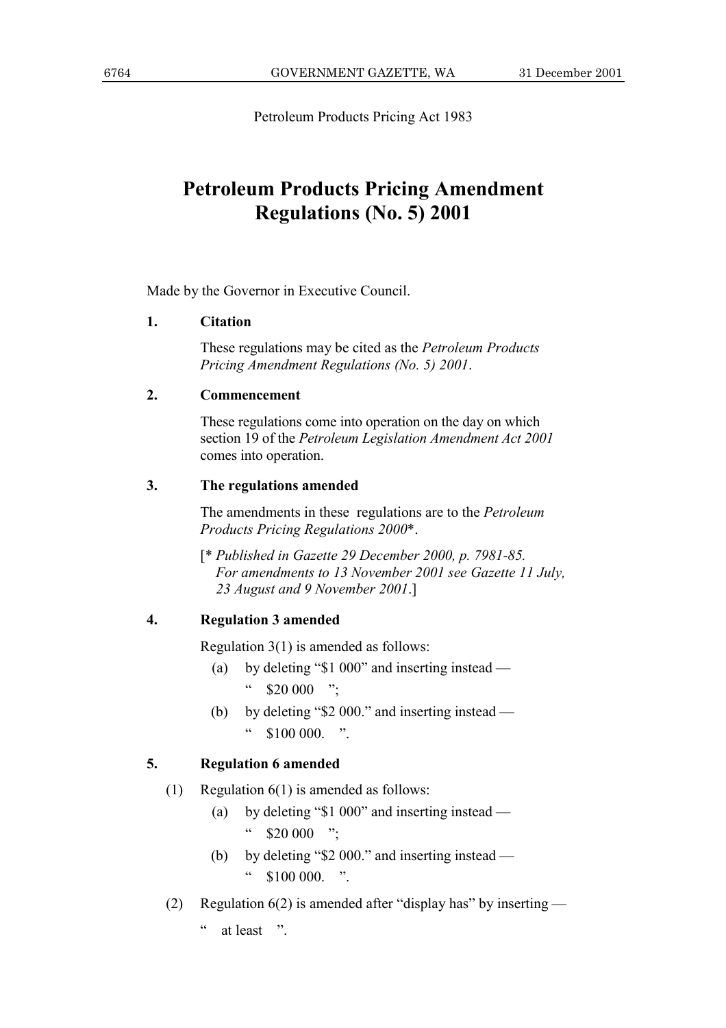Petroleum Products Pricing Act 1983

# Petroleum Products Pricing Amendment Regulations (No. 5) 2001

Made by the Governor in Executive Council.

**1. Citation**

These regulations may be cited as the *Petroleum Products Pricing Amendment Regulations (No. 5) 2001*.

**2. Commencement**

These regulations come into operation on the day on which section 19 of the *Petroleum Legislation Amendment Act 2001* comes into operation.

**3. The regulations amended**

The amendments in these regulations are to the *Petroleum Products Pricing Regulations 2000*\*.

[\* *Published in Gazette 29 December 2000, p. 7981-85. For amendments to 13 November 2001 see Gazette 11 July, 23 August and 9 November 2001*.]

**4. Regulation 3 amended**

Regulation 3(1) is amended as follows:

(a) by deleting "$1 000" and inserting instead —

" $20 000 ";

(b) by deleting "$2 000." and inserting instead —

" $100 000. ".

**5. Regulation 6 amended**

(1) Regulation 6(1) is amended as follows:

(a) by deleting "$1 000" and inserting instead —

" $20 000 ";

(b) by deleting "$2 000." and inserting instead —

" $100 000. ".

(2) Regulation 6(2) is amended after "display has" by inserting —

" at least ".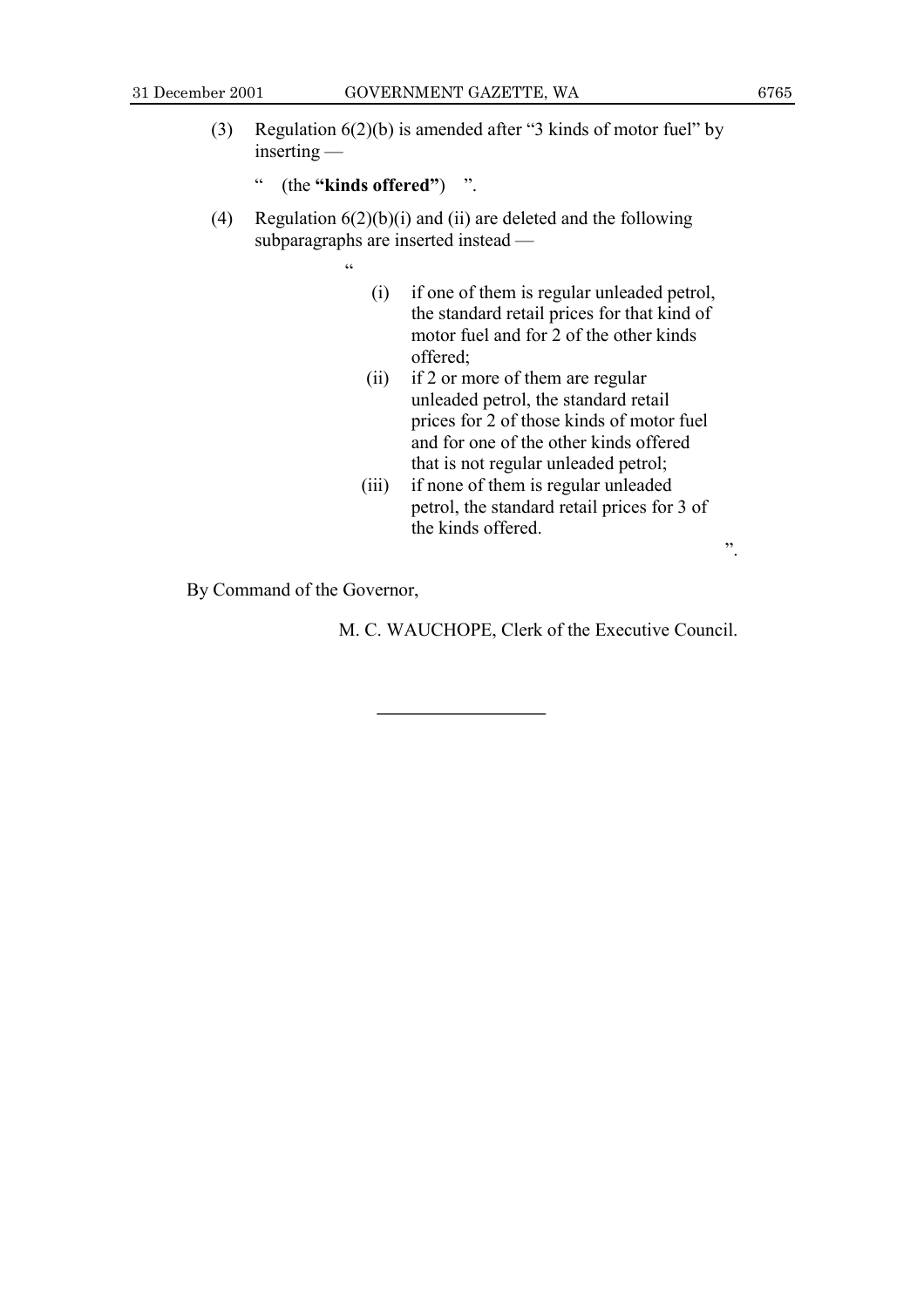(3) Regulation 6(2)(b) is amended after "3 kinds of motor fuel" by inserting —

" (the **"kinds offered"**) ".

(4) Regulation 6(2)(b)(i) and (ii) are deleted and the following subparagraphs are inserted instead —

"

> (i) if one of them is regular unleaded petrol, the standard retail prices for that kind of motor fuel and for 2 of the other kinds offered;
>
> (ii) if 2 or more of them are regular unleaded petrol, the standard retail prices for 2 of those kinds of motor fuel and for one of the other kinds offered that is not regular unleaded petrol;
>
> (iii) if none of them is regular unleaded petrol, the standard retail prices for 3 of the kinds offered.

".

By Command of the Governor,

M. C. WAUCHOPE, Clerk of the Executive Council.

---